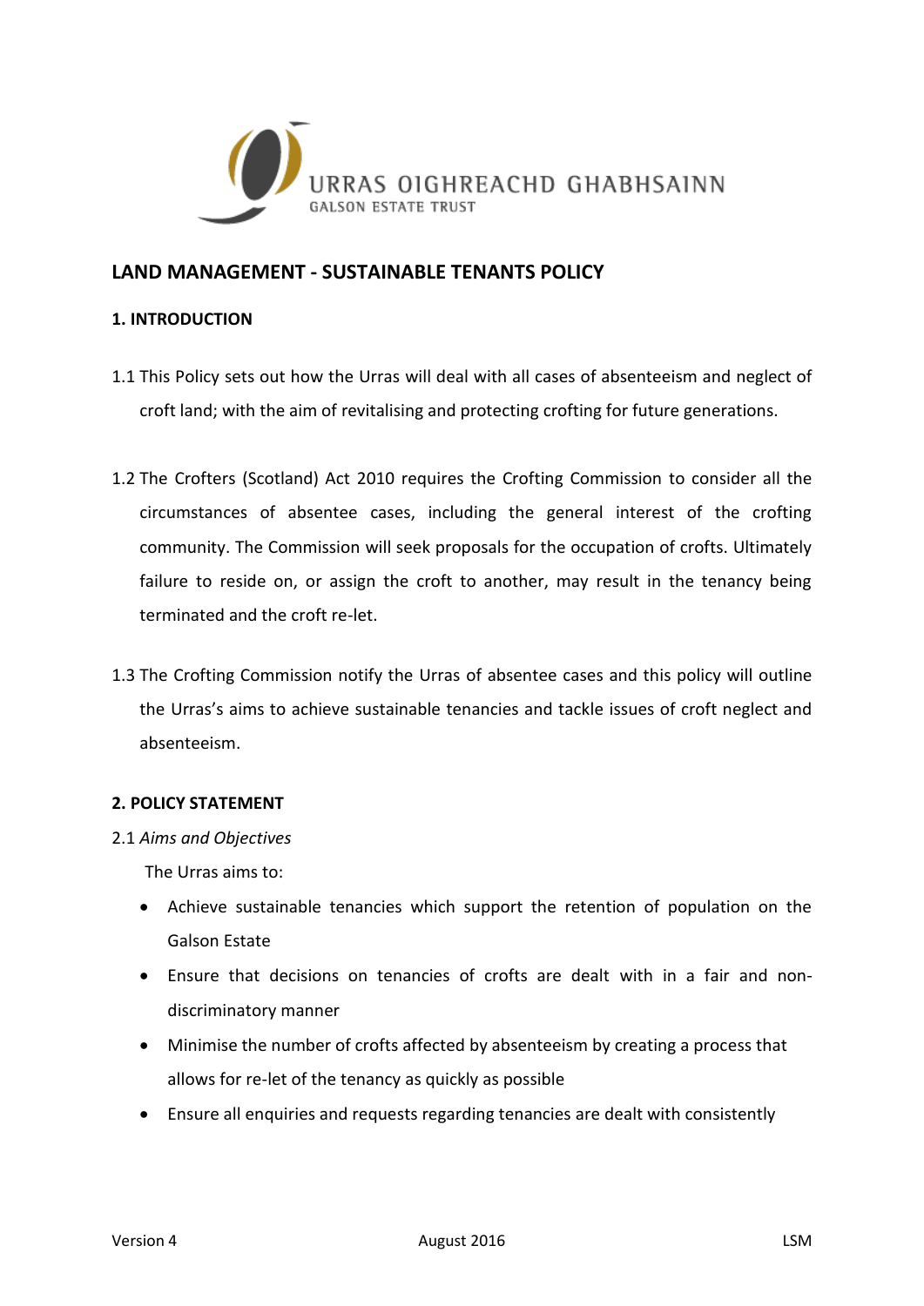URRAS OIGHREACHD GHABHSAINN
GALSON ESTATE TRUST

# LAND MANAGEMENT - SUSTAINABLE TENANTS POLICY

## 1. INTRODUCTION

1.1 This Policy sets out how the Urras will deal with all cases of absenteeism and neglect of croft land; with the aim of revitalising and protecting crofting for future generations.

1.2 The Crofters (Scotland) Act 2010 requires the Crofting Commission to consider all the circumstances of absentee cases, including the general interest of the crofting community. The Commission will seek proposals for the occupation of crofts. Ultimately failure to reside on, or assign the croft to another, may result in the tenancy being terminated and the croft re-let.

1.3 The Crofting Commission notify the Urras of absentee cases and this policy will outline the Urras's aims to achieve sustainable tenancies and tackle issues of croft neglect and absenteeism.

## 2. POLICY STATEMENT

2.1 *Aims and Objectives*

The Urras aims to:

- Achieve sustainable tenancies which support the retention of population on the Galson Estate
- Ensure that decisions on tenancies of crofts are dealt with in a fair and non-discriminatory manner
- Minimise the number of crofts affected by absenteeism by creating a process that allows for re-let of the tenancy as quickly as possible
- Ensure all enquiries and requests regarding tenancies are dealt with consistently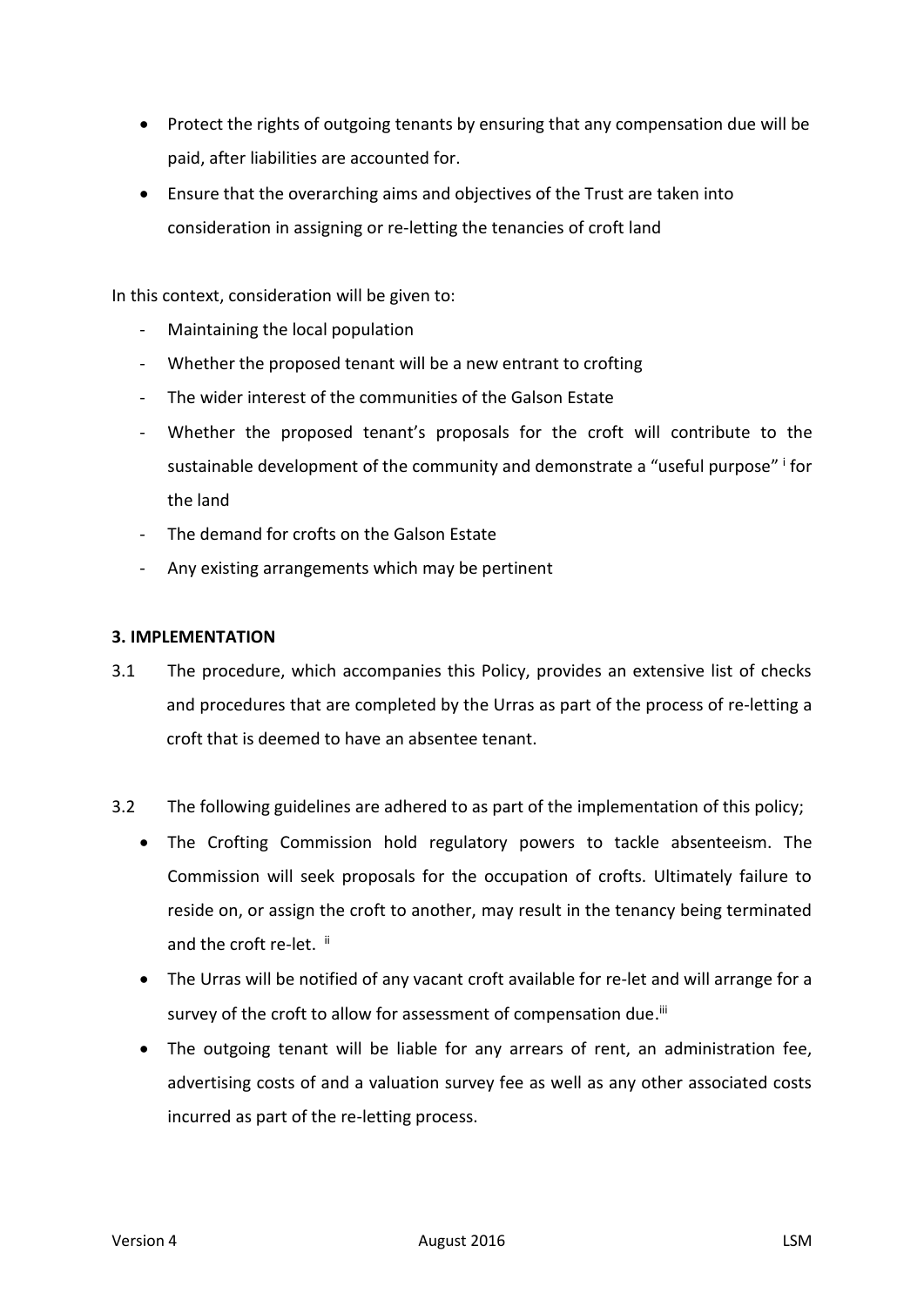- Protect the rights of outgoing tenants by ensuring that any compensation due will be paid, after liabilities are accounted for.
- Ensure that the overarching aims and objectives of the Trust are taken into consideration in assigning or re-letting the tenancies of croft land

In this context, consideration will be given to:

- Maintaining the local population
- Whether the proposed tenant will be a new entrant to crofting
- The wider interest of the communities of the Galson Estate
- Whether the proposed tenant's proposals for the croft will contribute to the sustainable development of the community and demonstrate a "useful purpose" [i] for the land
- The demand for crofts on the Galson Estate
- Any existing arrangements which may be pertinent

**3. IMPLEMENTATION**

3.1 The procedure, which accompanies this Policy, provides an extensive list of checks and procedures that are completed by the Urras as part of the process of re-letting a croft that is deemed to have an absentee tenant.

3.2 The following guidelines are adhered to as part of the implementation of this policy;

- The Crofting Commission hold regulatory powers to tackle absenteeism. The Commission will seek proposals for the occupation of crofts. Ultimately failure to reside on, or assign the croft to another, may result in the tenancy being terminated and the croft re-let. [ii]
- The Urras will be notified of any vacant croft available for re-let and will arrange for a survey of the croft to allow for assessment of compensation due.[iii]
- The outgoing tenant will be liable for any arrears of rent, an administration fee, advertising costs of and a valuation survey fee as well as any other associated costs incurred as part of the re-letting process.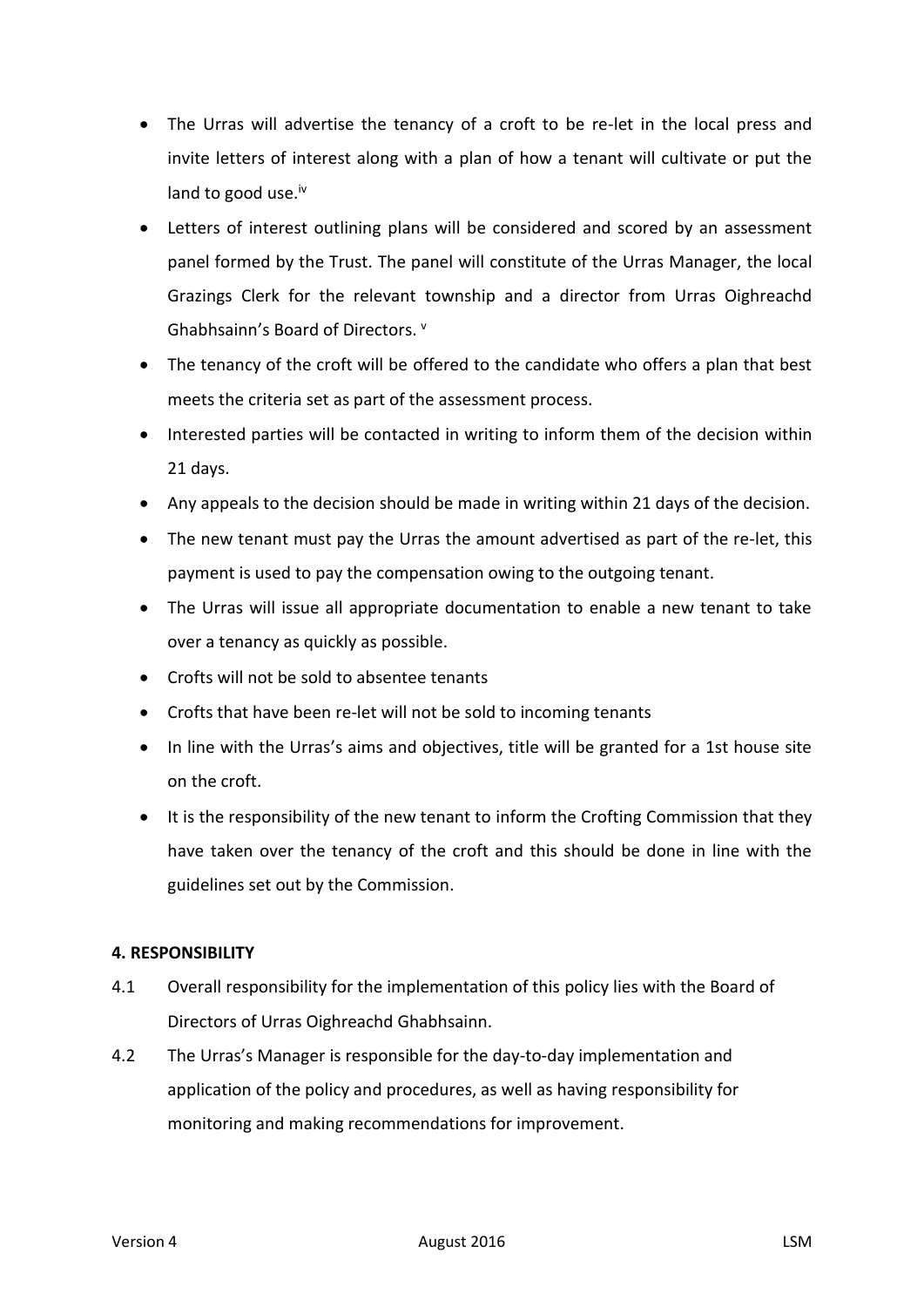- The Urras will advertise the tenancy of a croft to be re-let in the local press and invite letters of interest along with a plan of how a tenant will cultivate or put the land to good use.[iv]
- Letters of interest outlining plans will be considered and scored by an assessment panel formed by the Trust. The panel will constitute of the Urras Manager, the local Grazings Clerk for the relevant township and a director from Urras Oighreachd Ghabhsainn's Board of Directors. [v]
- The tenancy of the croft will be offered to the candidate who offers a plan that best meets the criteria set as part of the assessment process.
- Interested parties will be contacted in writing to inform them of the decision within 21 days.
- Any appeals to the decision should be made in writing within 21 days of the decision.
- The new tenant must pay the Urras the amount advertised as part of the re-let, this payment is used to pay the compensation owing to the outgoing tenant.
- The Urras will issue all appropriate documentation to enable a new tenant to take over a tenancy as quickly as possible.
- Crofts will not be sold to absentee tenants
- Crofts that have been re-let will not be sold to incoming tenants
- In line with the Urras's aims and objectives, title will be granted for a 1st house site on the croft.
- It is the responsibility of the new tenant to inform the Crofting Commission that they have taken over the tenancy of the croft and this should be done in line with the guidelines set out by the Commission.

**4. RESPONSIBILITY**

4.1 Overall responsibility for the implementation of this policy lies with the Board of Directors of Urras Oighreachd Ghabhsainn.

4.2 The Urras's Manager is responsible for the day-to-day implementation and application of the policy and procedures, as well as having responsibility for monitoring and making recommendations for improvement.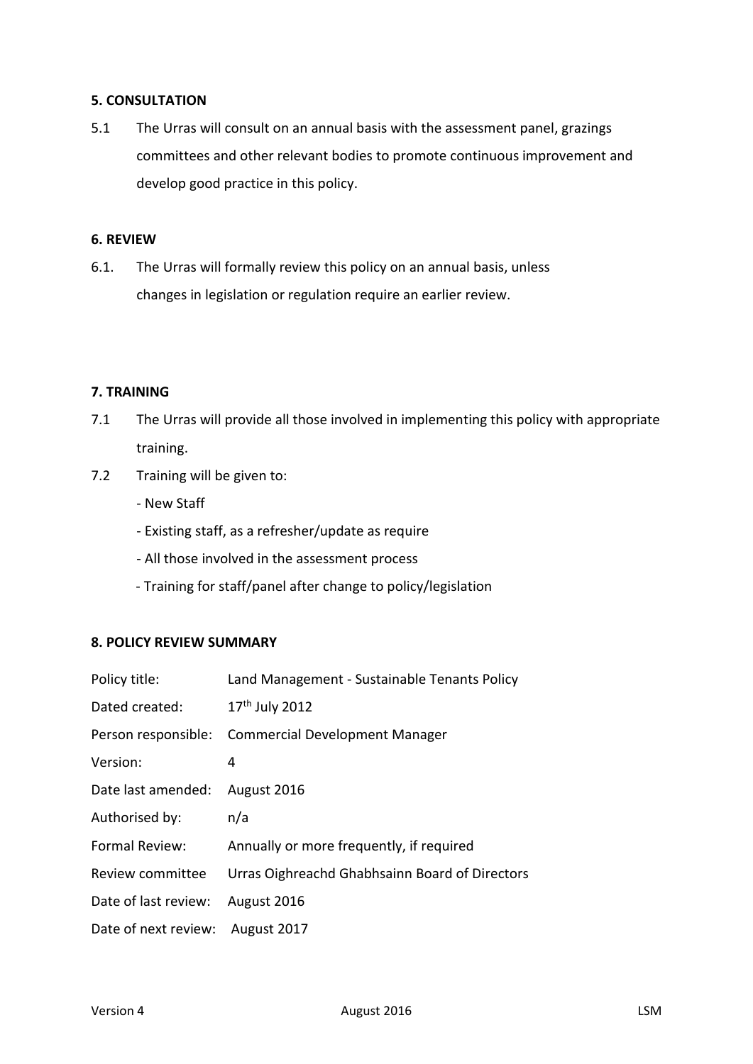## 5. CONSULTATION

5.1 The Urras will consult on an annual basis with the assessment panel, grazings committees and other relevant bodies to promote continuous improvement and develop good practice in this policy.

## 6. REVIEW

6.1. The Urras will formally review this policy on an annual basis, unless changes in legislation or regulation require an earlier review.

## 7. TRAINING

7.1 The Urras will provide all those involved in implementing this policy with appropriate training.

7.2 Training will be given to:

- New Staff
- Existing staff, as a refresher/update as require
- All those involved in the assessment process
- Training for staff/panel after change to policy/legislation

## 8. POLICY REVIEW SUMMARY

| | |
|---|---|
| Policy title: | Land Management - Sustainable Tenants Policy |
| Dated created: | 17th July 2012 |
| Person responsible: | Commercial Development Manager |
| Version: | 4 |
| Date last amended: | August 2016 |
| Authorised by: | n/a |
| Formal Review: | Annually or more frequently, if required |
| Review committee | Urras Oighreachd Ghabhsainn Board of Directors |
| Date of last review: | August 2016 |
| Date of next review: | August 2017 |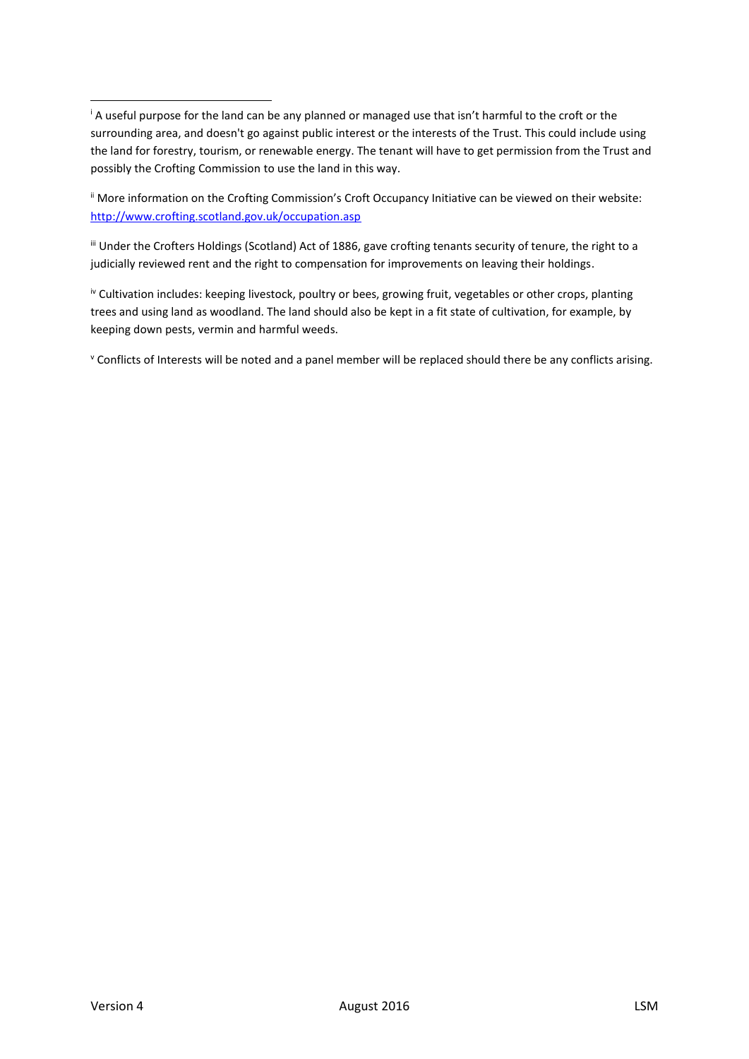[i] A useful purpose for the land can be any planned or managed use that isn't harmful to the croft or the surrounding area, and doesn't go against public interest or the interests of the Trust. This could include using the land for forestry, tourism, or renewable energy. The tenant will have to get permission from the Trust and possibly the Crofting Commission to use the land in this way.

[ii] More information on the Crofting Commission's Croft Occupancy Initiative can be viewed on their website: [http://www.crofting.scotland.gov.uk/occupation.asp](http://www.crofting.scotland.gov.uk/occupation.asp)

[iii] Under the Crofters Holdings (Scotland) Act of 1886, gave crofting tenants security of tenure, the right to a judicially reviewed rent and the right to compensation for improvements on leaving their holdings.

[iv] Cultivation includes: keeping livestock, poultry or bees, growing fruit, vegetables or other crops, planting trees and using land as woodland. The land should also be kept in a fit state of cultivation, for example, by keeping down pests, vermin and harmful weeds.

[v] Conflicts of Interests will be noted and a panel member will be replaced should there be any conflicts arising.